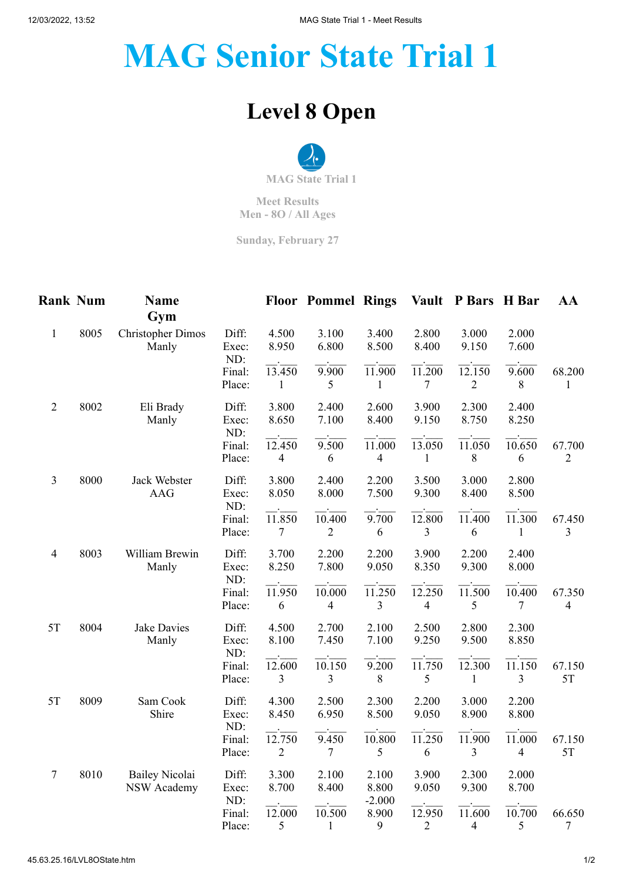# MAG Senior State Trial 1

## Level 8 Open

MAG State Trial 1

Meet Results
Men - 8O / All Ages

Sunday, February 27

| Rank | Num | Name / Gym | | Floor | Pommel | Rings | Vault | P Bars | H Bar | AA |
|---|---|---|---|---|---|---|---|---|---|---|
| 1 | 8005 | Christopher Dimos<br>Manly | Diff: | 4.500 | 3.100 | 3.400 | 2.800 | 3.000 | 2.000 | |
| | | | Exec: | 8.950 | 6.800 | 8.500 | 8.400 | 9.150 | 7.600 | |
| | | | ND: | | | | | | | |
| | | | Final: | 13.450 | 9.900 | 11.900 | 11.200 | 12.150 | 9.600 | 68.200 |
| | | | Place: | 1 | 5 | 1 | 7 | 2 | 8 | 1 |
| 2 | 8002 | Eli Brady<br>Manly | Diff: | 3.800 | 2.400 | 2.600 | 3.900 | 2.300 | 2.400 | |
| | | | Exec: | 8.650 | 7.100 | 8.400 | 9.150 | 8.750 | 8.250 | |
| | | | ND: | | | | | | | |
| | | | Final: | 12.450 | 9.500 | 11.000 | 13.050 | 11.050 | 10.650 | 67.700 |
| | | | Place: | 4 | 6 | 4 | 1 | 8 | 6 | 2 |
| 3 | 8000 | Jack Webster<br>AAG | Diff: | 3.800 | 2.400 | 2.200 | 3.500 | 3.000 | 2.800 | |
| | | | Exec: | 8.050 | 8.000 | 7.500 | 9.300 | 8.400 | 8.500 | |
| | | | ND: | | | | | | | |
| | | | Final: | 11.850 | 10.400 | 9.700 | 12.800 | 11.400 | 11.300 | 67.450 |
| | | | Place: | 7 | 2 | 6 | 3 | 6 | 1 | 3 |
| 4 | 8003 | William Brewin<br>Manly | Diff: | 3.700 | 2.200 | 2.200 | 3.900 | 2.200 | 2.400 | |
| | | | Exec: | 8.250 | 7.800 | 9.050 | 8.350 | 9.300 | 8.000 | |
| | | | ND: | | | | | | | |
| | | | Final: | 11.950 | 10.000 | 11.250 | 12.250 | 11.500 | 10.400 | 67.350 |
| | | | Place: | 6 | 4 | 3 | 4 | 5 | 7 | 4 |
| 5T | 8004 | Jake Davies<br>Manly | Diff: | 4.500 | 2.700 | 2.100 | 2.500 | 2.800 | 2.300 | |
| | | | Exec: | 8.100 | 7.450 | 7.100 | 9.250 | 9.500 | 8.850 | |
| | | | ND: | | | | | | | |
| | | | Final: | 12.600 | 10.150 | 9.200 | 11.750 | 12.300 | 11.150 | 67.150 |
| | | | Place: | 3 | 3 | 8 | 5 | 1 | 3 | 5T |
| 5T | 8009 | Sam Cook<br>Shire | Diff: | 4.300 | 2.500 | 2.300 | 2.200 | 3.000 | 2.200 | |
| | | | Exec: | 8.450 | 6.950 | 8.500 | 9.050 | 8.900 | 8.800 | |
| | | | ND: | | | | | | | |
| | | | Final: | 12.750 | 9.450 | 10.800 | 11.250 | 11.900 | 11.000 | 67.150 |
| | | | Place: | 2 | 7 | 5 | 6 | 3 | 4 | 5T |
| 7 | 8010 | Bailey Nicolai<br>NSW Academy | Diff: | 3.300 | 2.100 | 2.100 | 3.900 | 2.300 | 2.000 | |
| | | | Exec: | 8.700 | 8.400 | 8.800 | 9.050 | 9.300 | 8.700 | |
| | | | ND: | | | -2.000 | | | | |
| | | | Final: | 12.000 | 10.500 | 8.900 | 12.950 | 11.600 | 10.700 | 66.650 |
| | | | Place: | 5 | 1 | 9 | 2 | 4 | 5 | 7 |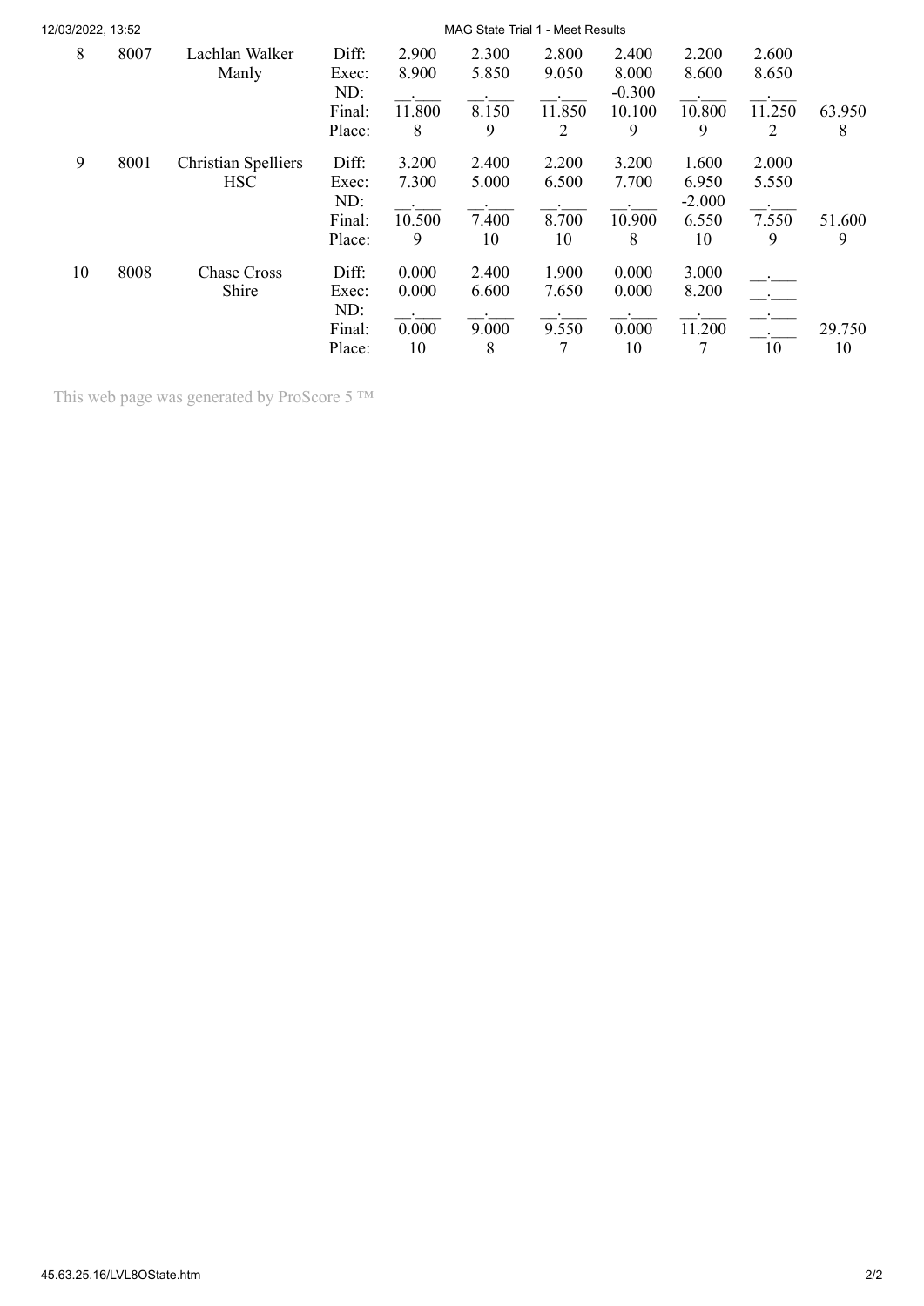| | | | | | | | | | | |
|---|---|---|---|---|---|---|---|---|---|---|
| 8 | 8007 | Lachlan Walker<br>Manly | Diff: | 2.900 | 2.300 | 2.800 | 2.400 | 2.200 | 2.600 | |
| | | | Exec: | 8.900 | 5.850 | 9.050 | 8.000 | 8.600 | 8.650 | |
| | | | ND: | __.___ | __.___ | __.___ | -0.300 | __.___ | __.___ | |
| | | | Final: | 11.800 | 8.150 | 11.850 | 10.100 | 10.800 | 11.250 | 63.950 |
| | | | Place: | 8 | 9 | 2 | 9 | 9 | 2 | 8 |
| 9 | 8001 | Christian Spelliers<br>HSC | Diff: | 3.200 | 2.400 | 2.200 | 3.200 | 1.600 | 2.000 | |
| | | | Exec: | 7.300 | 5.000 | 6.500 | 7.700 | 6.950 | 5.550 | |
| | | | ND: | __.___ | __.___ | __.___ | __.___ | -2.000 | __.___ | |
| | | | Final: | 10.500 | 7.400 | 8.700 | 10.900 | 6.550 | 7.550 | 51.600 |
| | | | Place: | 9 | 10 | 10 | 8 | 10 | 9 | 9 |
| 10 | 8008 | Chase Cross<br>Shire | Diff: | 0.000 | 2.400 | 1.900 | 0.000 | 3.000 | __.___ | |
| | | | Exec: | 0.000 | 6.600 | 7.650 | 0.000 | 8.200 | __.___ | |
| | | | ND: | __.___ | __.___ | __.___ | __.___ | __.___ | __.___ | |
| | | | Final: | 0.000 | 9.000 | 9.550 | 0.000 | 11.200 | __.___ | 29.750 |
| | | | Place: | 10 | 8 | 7 | 10 | 7 | 10 | 10 |

This web page was generated by ProScore 5 ™